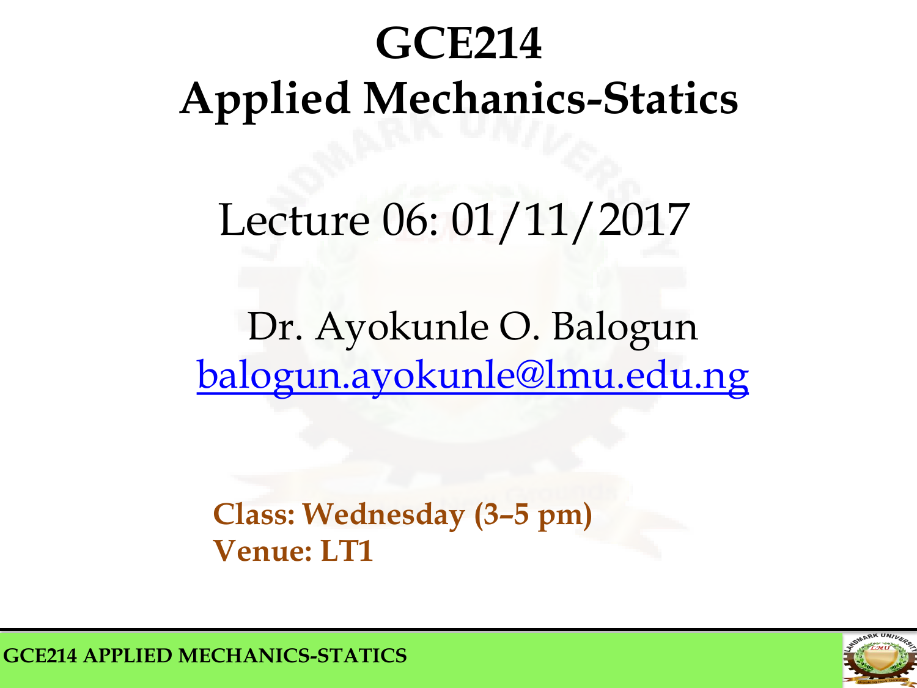# GCE214
# Applied Mechanics-Statics

## Lecture 06: 01/11/2017

Dr. Ayokunle O. Balogun
balogun.ayokunle@lmu.edu.ng

**Class: Wednesday (3–5 pm)**
**Venue: LT1**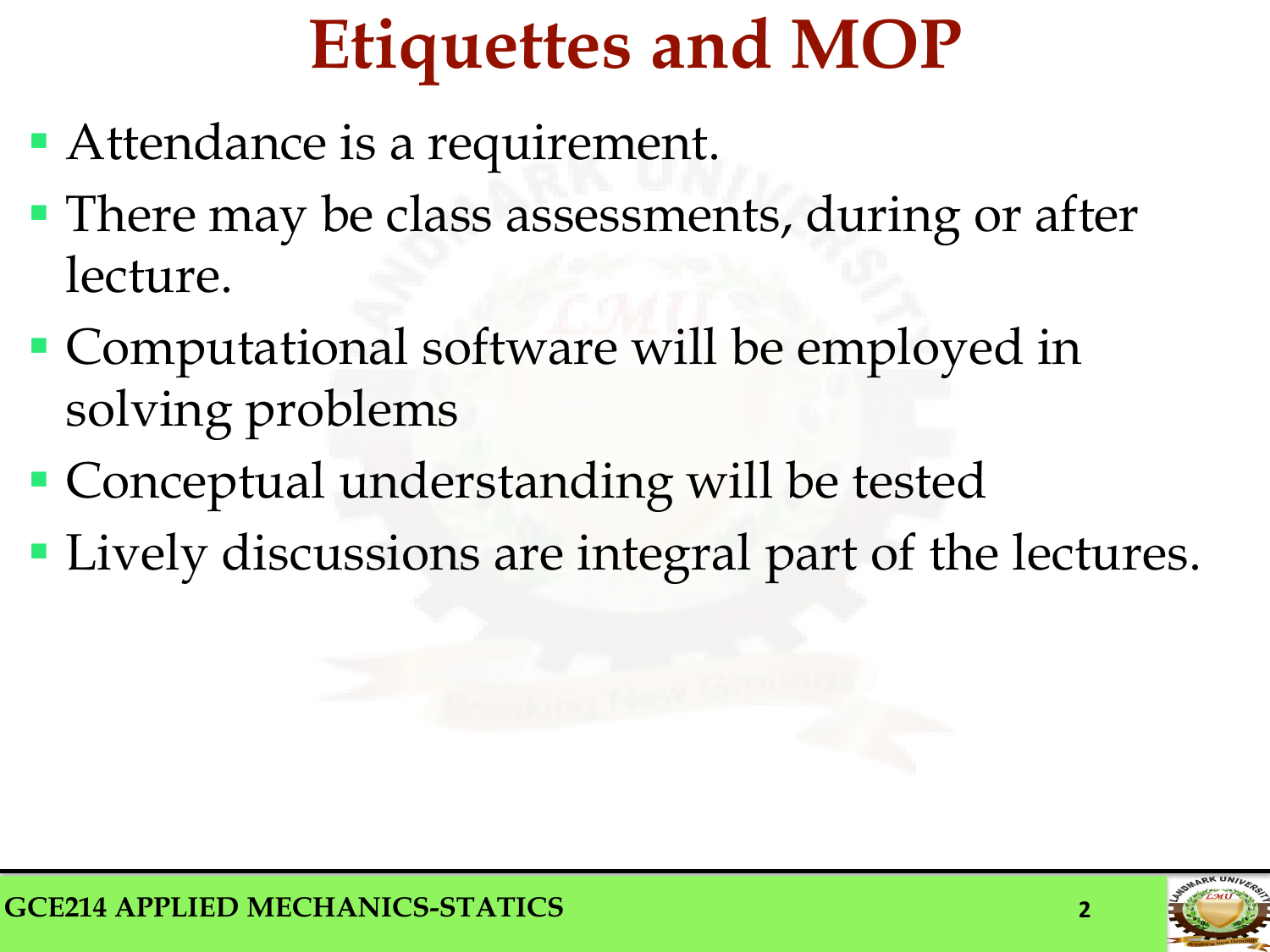# Etiquettes and MOP

- Attendance is a requirement.
- There may be class assessments, during or after lecture.
- Computational software will be employed in solving problems
- Conceptual understanding will be tested
- Lively discussions are integral part of the lectures.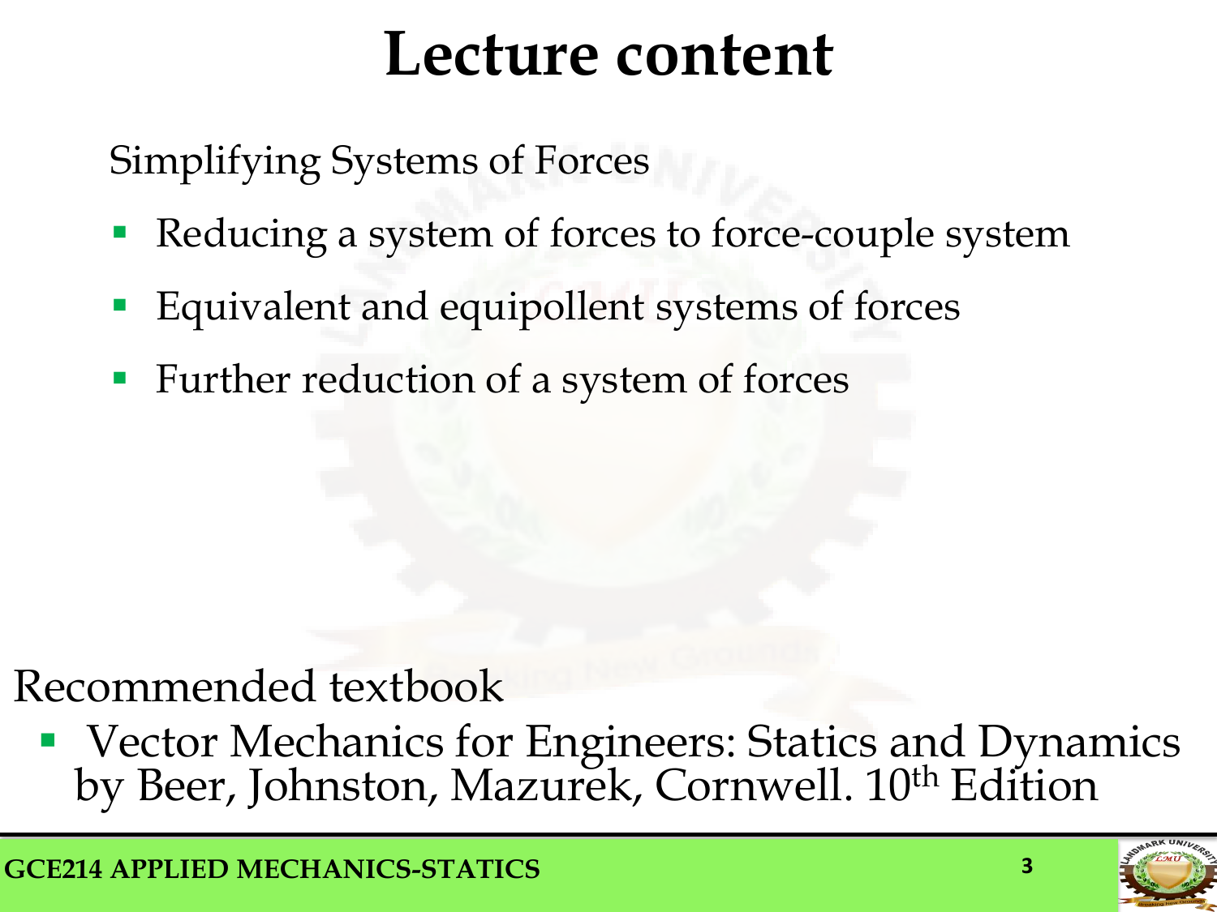# Lecture content

Simplifying Systems of Forces

- Reducing a system of forces to force-couple system
- Equivalent and equipollent systems of forces
- Further reduction of a system of forces

Recommended textbook

- Vector Mechanics for Engineers: Statics and Dynamics by Beer, Johnston, Mazurek, Cornwell. 10th Edition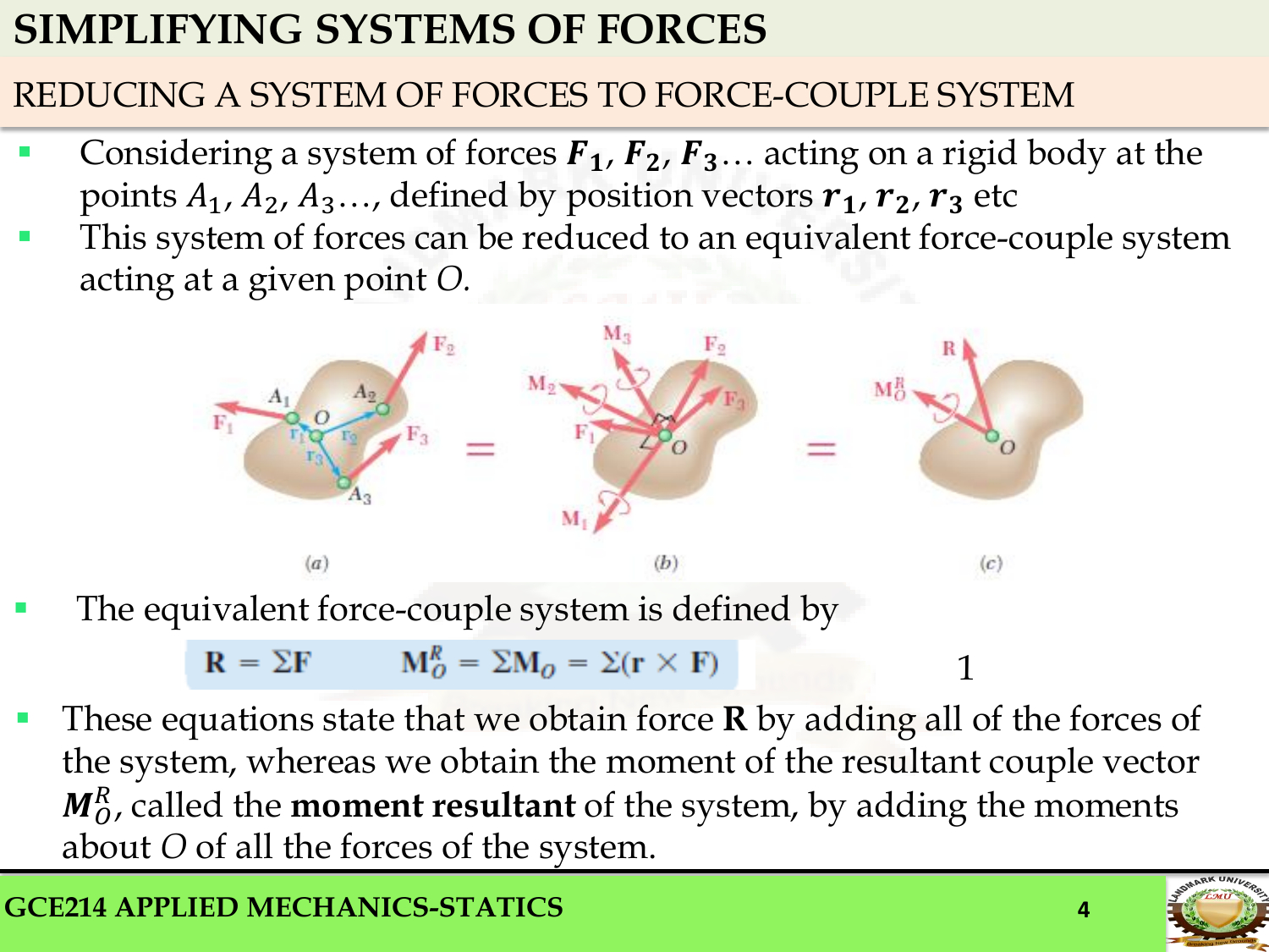# SIMPLIFYING SYSTEMS OF FORCES

## REDUCING A SYSTEM OF FORCES TO FORCE-COUPLE SYSTEM

- Considering a system of forces $\boldsymbol{F_1}$, $\boldsymbol{F_2}$, $\boldsymbol{F_3}$… acting on a rigid body at the points $A_1$, $A_2$, $A_3$…, defined by position vectors $\boldsymbol{r_1}$, $\boldsymbol{r_2}$, $\boldsymbol{r_3}$ etc
- This system of forces can be reduced to an equivalent force-couple system acting at a given point *O*.

(a) (b) (c)

- The equivalent force-couple system is defined by

$$\mathbf{R} = \Sigma \mathbf{F} \qquad \mathbf{M}_O^R = \Sigma \mathbf{M}_O = \Sigma(\mathbf{r} \times \mathbf{F}) \tag{1}$$

- These equations state that we obtain force **R** by adding all of the forces of the system, whereas we obtain the moment of the resultant couple vector $\boldsymbol{M}_O^R$, called the **moment resultant** of the system, by adding the moments about *O* of all the forces of the system.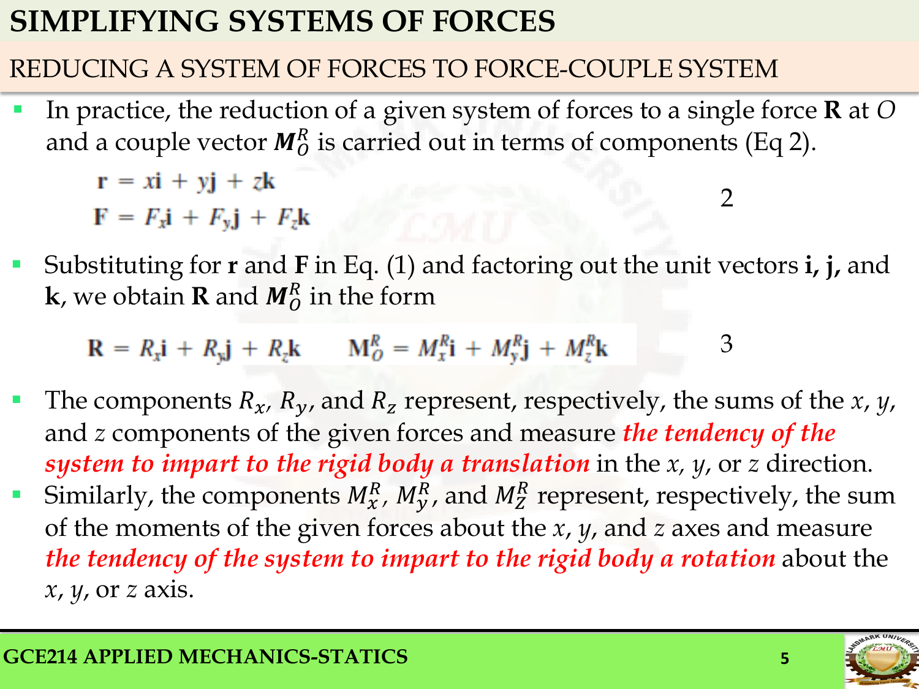# SIMPLIFYING SYSTEMS OF FORCES

## REDUCING A SYSTEM OF FORCES TO FORCE-COUPLE SYSTEM

- In practice, the reduction of a given system of forces to a single force **R** at *O* and a couple vector $\boldsymbol{M}_O^R$ is carried out in terms of components (Eq 2).

$$\mathbf{r} = x\mathbf{i} + y\mathbf{j} + z\mathbf{k}$$
$$\mathbf{F} = F_x\mathbf{i} + F_y\mathbf{j} + F_z\mathbf{k} \qquad 2$$

- Substituting for **r** and **F** in Eq. (1) and factoring out the unit vectors **i, j,** and **k**, we obtain **R** and $\boldsymbol{M}_O^R$ in the form

$$\mathbf{R} = R_x\mathbf{i} + R_y\mathbf{j} + R_z\mathbf{k} \qquad \mathbf{M}_O^R = M_x^R\mathbf{i} + M_y^R\mathbf{j} + M_z^R\mathbf{k} \qquad 3$$

- The components $R_x$, $R_y$, and $R_z$ represent, respectively, the sums of the *x*, *y*, and *z* components of the given forces and measure ***the tendency of the system to impart to the rigid body a translation*** in the *x*, *y*, or *z* direction.
- Similarly, the components $M_x^R$, $M_y^R$, and $M_z^R$ represent, respectively, the sum of the moments of the given forces about the *x*, *y*, and *z* axes and measure ***the tendency of the system to impart to the rigid body a rotation*** about the *x*, *y*, or *z* axis.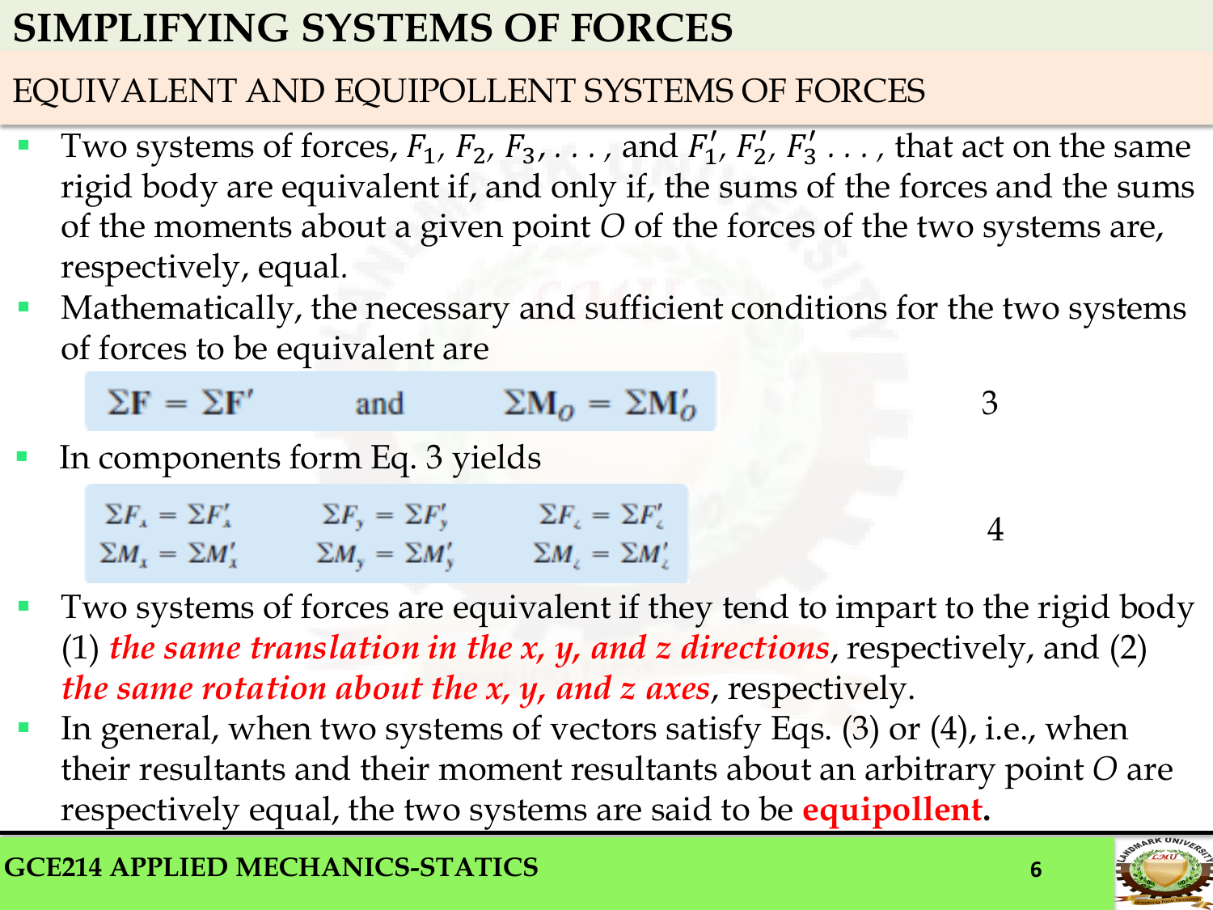# SIMPLIFYING SYSTEMS OF FORCES

## EQUIVALENT AND EQUIPOLLENT SYSTEMS OF FORCES

- Two systems of forces, $F_1$, $F_2$, $F_3$, . . . , and $F_1'$, $F_2'$, $F_3'$ . . . , that act on the same rigid body are equivalent if, and only if, the sums of the forces and the sums of the moments about a given point $O$ of the forces of the two systems are, respectively, equal.
- Mathematically, the necessary and sufficient conditions for the two systems of forces to be equivalent are

$$\Sigma \mathbf{F} = \Sigma \mathbf{F}' \qquad \text{and} \qquad \Sigma \mathbf{M}_O = \Sigma \mathbf{M}_O' \tag{3}$$

- In components form Eq. 3 yields

$$\begin{aligned} \Sigma F_x &= \Sigma F_x' & \Sigma F_y &= \Sigma F_y' & \Sigma F_z &= \Sigma F_z' \\ \Sigma M_x &= \Sigma M_x' & \Sigma M_y &= \Sigma M_y' & \Sigma M_z &= \Sigma M_z' \end{aligned} \tag{4}$$

- Two systems of forces are equivalent if they tend to impart to the rigid body (1) ***the same translation in the x, y, and z directions***, respectively, and (2) ***the same rotation about the x, y, and z axes***, respectively.
- In general, when two systems of vectors satisfy Eqs. (3) or (4), i.e., when their resultants and their moment resultants about an arbitrary point $O$ are respectively equal, the two systems are said to be **equipollent.**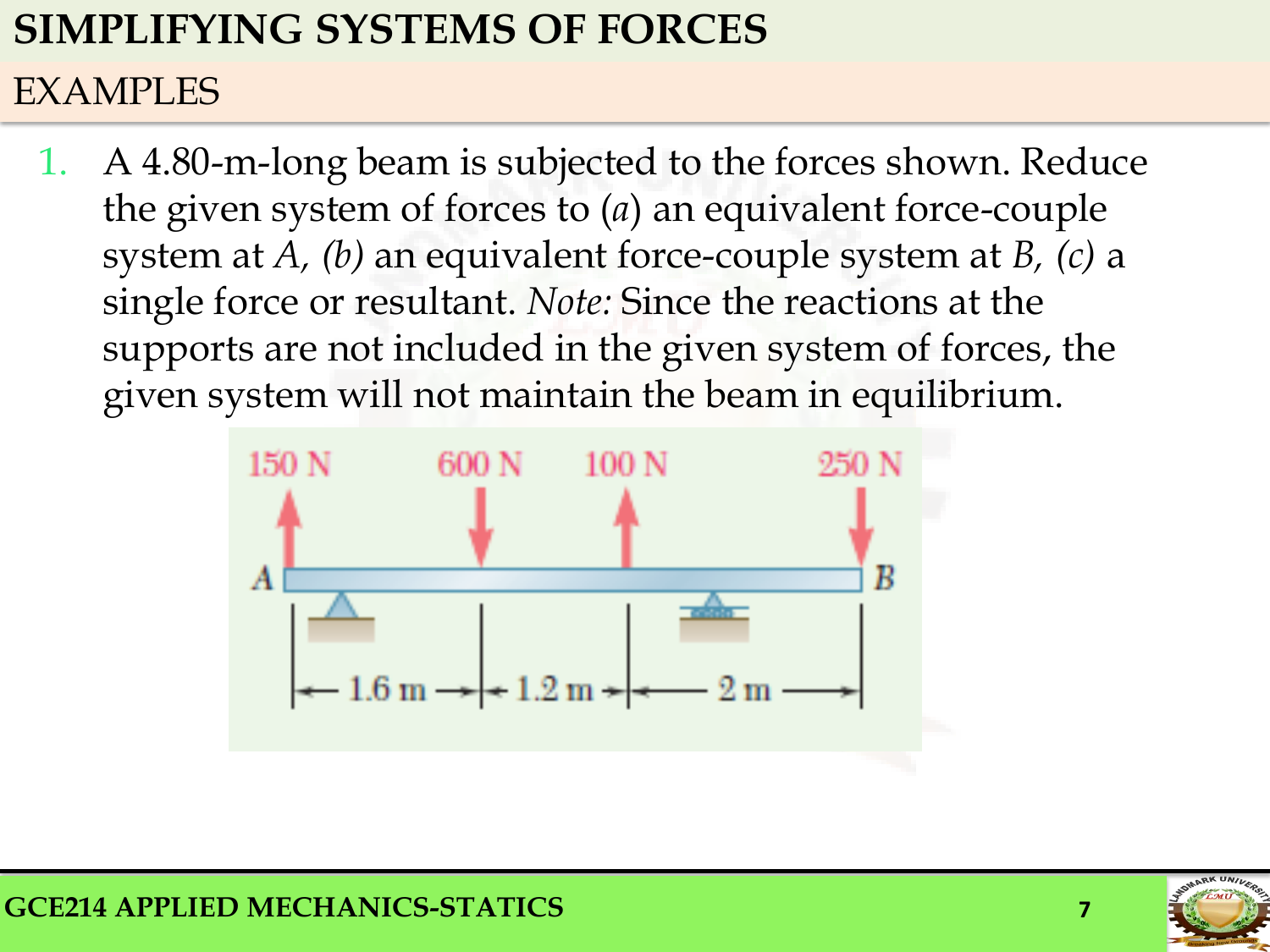# SIMPLIFYING SYSTEMS OF FORCES

## EXAMPLES

1. A 4.80-m-long beam is subjected to the forces shown. Reduce the given system of forces to (*a*) an equivalent force-couple system at *A, (b)* an equivalent force-couple system at *B, (c)* a single force or resultant. *Note:* Since the reactions at the supports are not included in the given system of forces, the given system will not maintain the beam in equilibrium.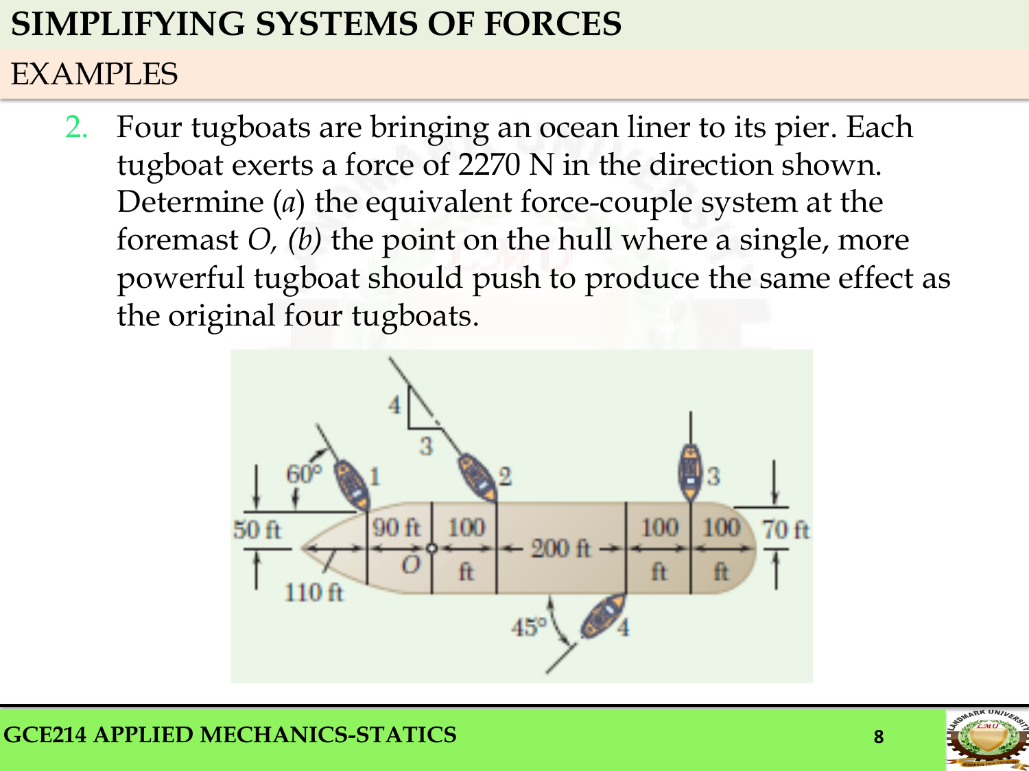# SIMPLIFYING SYSTEMS OF FORCES

## EXAMPLES

2. Four tugboats are bringing an ocean liner to its pier. Each tugboat exerts a force of 2270 N in the direction shown. Determine (*a*) the equivalent force-couple system at the foremast *O*, *(b)* the point on the hull where a single, more powerful tugboat should push to produce the same effect as the original four tugboats.

4
3
60°
1
2
3
50 ft
90 ft
O
100 ft
200 ft
100 ft
100 ft
70 ft
110 ft
45°
4